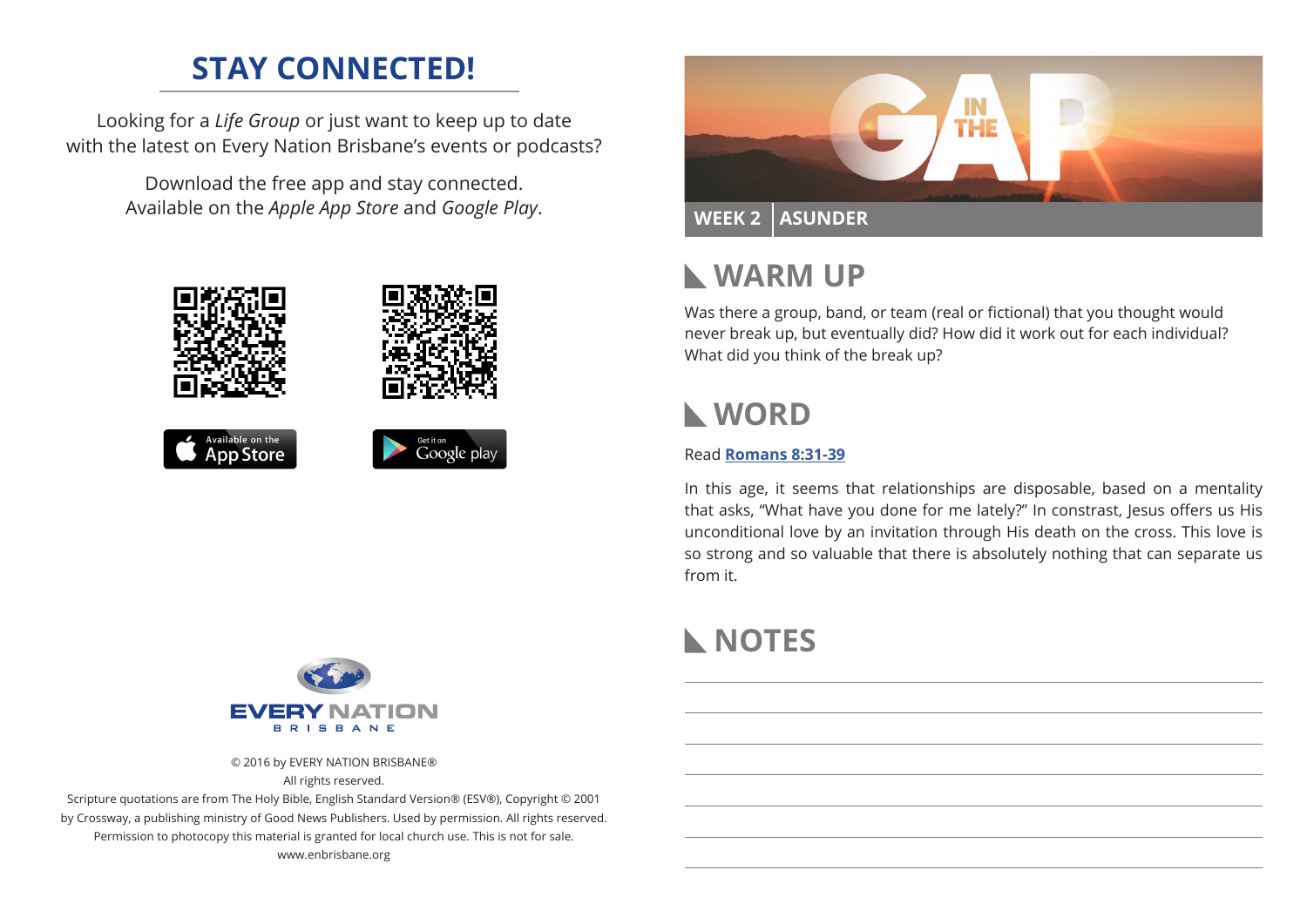# STAY CONNECTED!

Looking for a *Life Group* or just want to keep up to date with the latest on Every Nation Brisbane's events or podcasts?

Download the free app and stay connected. Available on the *Apple App Store* and *Google Play*.

Available on the App Store

Get it on Google play

EVERY NATION BRISBANE

© 2016 by EVERY NATION BRISBANE®
All rights reserved.
Scripture quotations are from The Holy Bible, English Standard Version® (ESV®), Copyright © 2001 by Crossway, a publishing ministry of Good News Publishers. Used by permission. All rights reserved.
Permission to photocopy this material is granted for local church use. This is not for sale.
www.enbrisbane.org

IN THE GAP

**WEEK 2 | ASUNDER**

## WARM UP

Was there a group, band, or team (real or fictional) that you thought would never break up, but eventually did? How did it work out for each individual? What did you think of the break up?

## WORD

Read **Romans 8:31-39**

In this age, it seems that relationships are disposable, based on a mentality that asks, "What have you done for me lately?" In constrast, Jesus offers us His unconditional love by an invitation through His death on the cross. This love is so strong and so valuable that there is absolutely nothing that can separate us from it.

## NOTES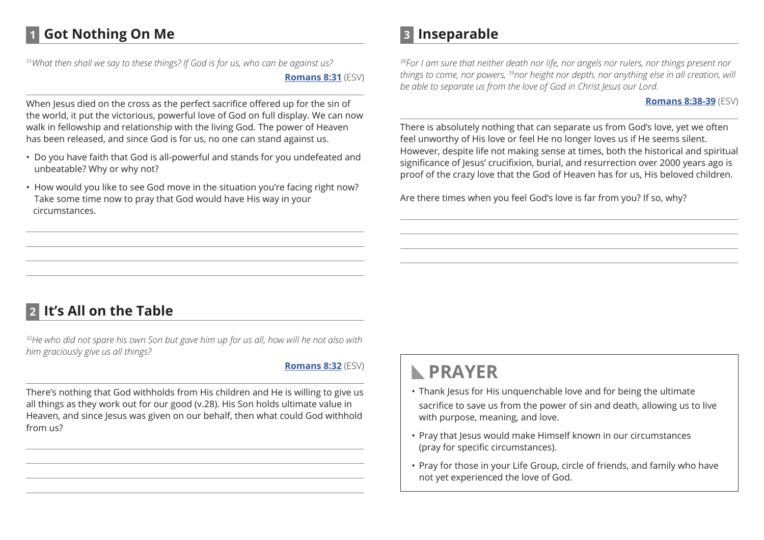## 1 Got Nothing On Me

*[31]What then shall we say to these things? If God is for us, who can be against us?*

**Romans 8:31** (ESV)

When Jesus died on the cross as the perfect sacrifice offered up for the sin of the world, it put the victorious, powerful love of God on full display. We can now walk in fellowship and relationship with the living God. The power of Heaven has been released, and since God is for us, no one can stand against us.

- Do you have faith that God is all-powerful and stands for you undefeated and unbeatable? Why or why not?
- How would you like to see God move in the situation you're facing right now? Take some time now to pray that God would have His way in your circumstances.

## 2 It's All on the Table

*[32]He who did not spare his own Son but gave him up for us all, how will he not also with him graciously give us all things?*

**Romans 8:32** (ESV)

There's nothing that God withholds from His children and He is willing to give us all things as they work out for our good (v.28). His Son holds ultimate value in Heaven, and since Jesus was given on our behalf, then what could God withhold from us?

## 3 Inseparable

*[38]For I am sure that neither death nor life, nor angels nor rulers, nor things present nor things to come, nor powers, [39]nor height nor depth, nor anything else in all creation, will be able to separate us from the love of God in Christ Jesus our Lord.*

**Romans 8:38-39** (ESV)

There is absolutely nothing that can separate us from God's love, yet we often feel unworthy of His love or feel He no longer loves us if He seems silent. However, despite life not making sense at times, both the historical and spiritual significance of Jesus' crucifixion, burial, and resurrection over 2000 years ago is proof of the crazy love that the God of Heaven has for us, His beloved children.

Are there times when you feel God's love is far from you? If so, why?

## PRAYER

- Thank Jesus for His unquenchable love and for being the ultimate sacrifice to save us from the power of sin and death, allowing us to live with purpose, meaning, and love.
- Pray that Jesus would make Himself known in our circumstances (pray for specific circumstances).
- Pray for those in your Life Group, circle of friends, and family who have not yet experienced the love of God.